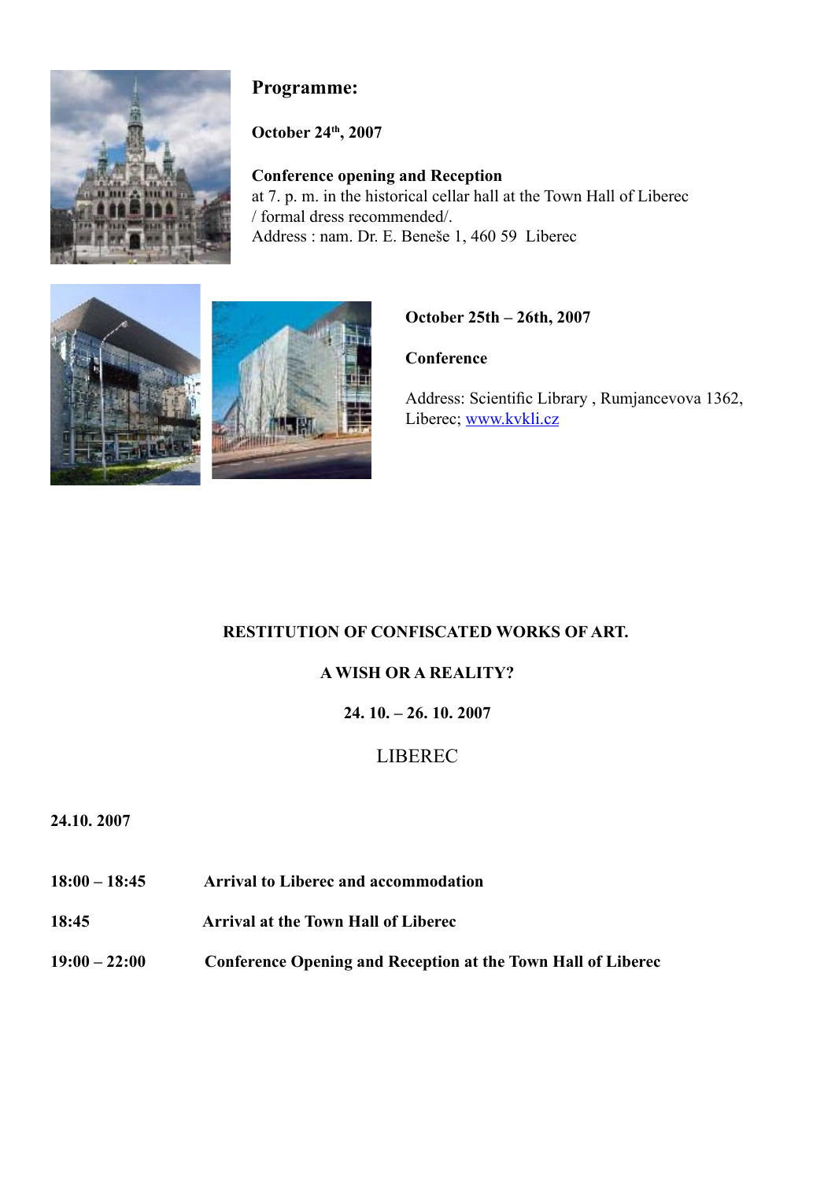## Programme:

**October 24th, 2007**

**Conference opening and Reception**
at 7. p. m. in the historical cellar hall at the Town Hall of Liberec
/ formal dress recommended/.
Address : nam. Dr. E. Beneše 1, 460 59 Liberec

**October 25th – 26th, 2007**

**Conference**

Address: Scientific Library , Rumjancevova 1362, Liberec; www.kvkli.cz

**RESTITUTION OF CONFISCATED WORKS OF ART.**

**A WISH OR A REALITY?**

**24. 10. – 26. 10. 2007**

LIBEREC

**24.10. 2007**

| | |
|---|---|
| **18:00 – 18:45** | **Arrival to Liberec and accommodation** |
| **18:45** | **Arrival at the Town Hall of Liberec** |
| **19:00 – 22:00** | **Conference Opening and Reception at the Town Hall of Liberec** |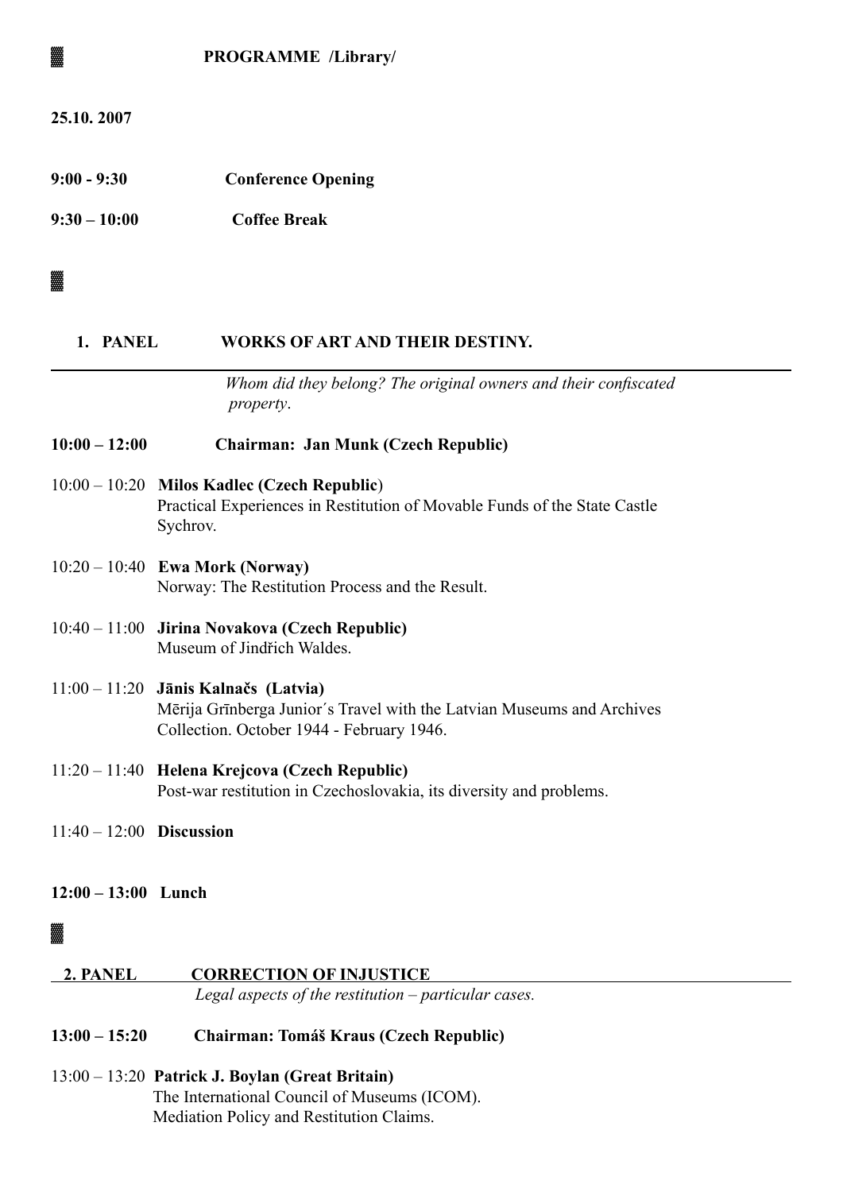## PROGRAMME /Library/

**25.10. 2007**

**9:00 - 9:30** **Conference Opening**

**9:30 – 10:00** **Coffee Break**

### 1. PANEL WORKS OF ART AND THEIR DESTINY.

*Whom did they belong? The original owners and their confiscated property*.

**10:00 – 12:00** **Chairman: Jan Munk (Czech Republic)**

10:00 – 10:20 **Milos Kadlec (Czech Republic)**
Practical Experiences in Restitution of Movable Funds of the State Castle Sychrov.

10:20 – 10:40 **Ewa Mork (Norway)**
Norway: The Restitution Process and the Result.

10:40 – 11:00 **Jirina Novakova (Czech Republic)**
Museum of Jindřich Waldes.

11:00 – 11:20 **Jānis Kalnačs (Latvia)**
Mērija Grīnberga Junior´s Travel with the Latvian Museums and Archives Collection. October 1944 - February 1946.

11:20 – 11:40 **Helena Krejcova (Czech Republic)**
Post-war restitution in Czechoslovakia, its diversity and problems.

11:40 – 12:00 **Discussion**

**12:00 – 13:00 Lunch**

### 2. PANEL CORRECTION OF INJUSTICE

*Legal aspects of the restitution – particular cases.*

**13:00 – 15:20** **Chairman: Tomáš Kraus (Czech Republic)**

13:00 – 13:20 **Patrick J. Boylan (Great Britain)**
The International Council of Museums (ICOM).
Mediation Policy and Restitution Claims.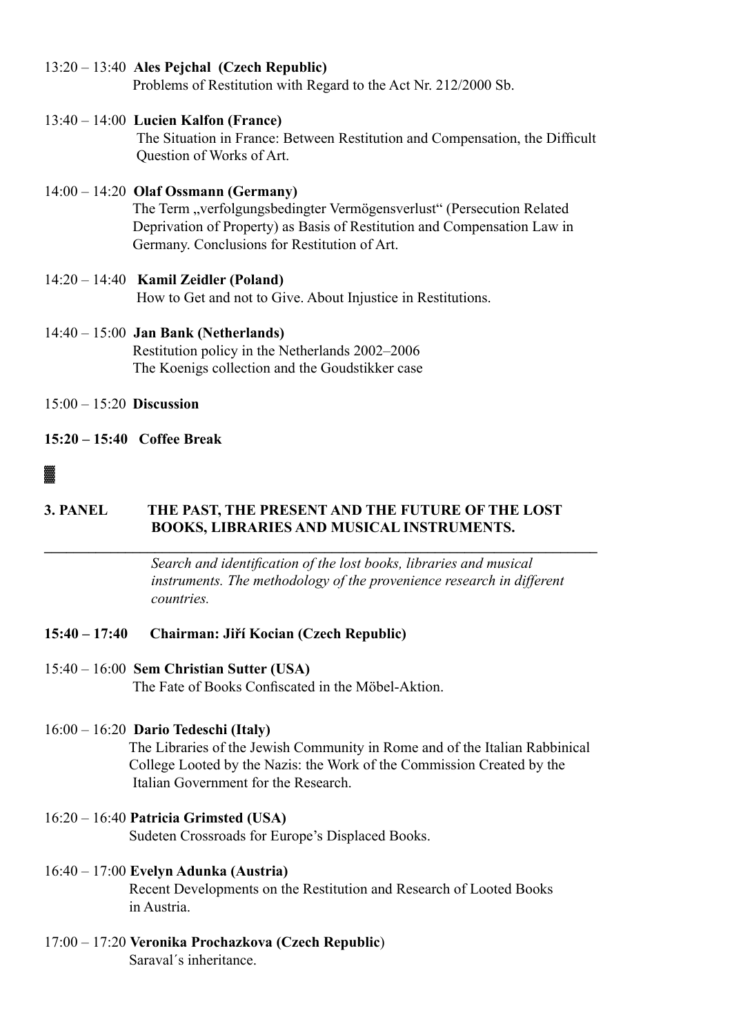13:20 – 13:40 **Ales Pejchal (Czech Republic)**
Problems of Restitution with Regard to the Act Nr. 212/2000 Sb.

13:40 – 14:00 **Lucien Kalfon (France)**
The Situation in France: Between Restitution and Compensation, the Difficult Question of Works of Art.

14:00 – 14:20 **Olaf Ossmann (Germany)**
The Term „verfolgungsbedingter Vermögensverlust“ (Persecution Related Deprivation of Property) as Basis of Restitution and Compensation Law in Germany. Conclusions for Restitution of Art.

14:20 – 14:40 **Kamil Zeidler (Poland)**
How to Get and not to Give. About Injustice in Restitutions.

14:40 – 15:00 **Jan Bank (Netherlands)**
Restitution policy in the Netherlands 2002–2006
The Koenigs collection and the Goudstikker case

15:00 – 15:20 **Discussion**

**15:20 – 15:40 Coffee Break**

## 3. PANEL THE PAST, THE PRESENT AND THE FUTURE OF THE LOST BOOKS, LIBRARIES AND MUSICAL INSTRUMENTS.

*Search and identification of the lost books, libraries and musical instruments. The methodology of the provenience research in different countries.*

**15:40 – 17:40 Chairman: Jiří Kocian (Czech Republic)**

15:40 – 16:00 **Sem Christian Sutter (USA)**
The Fate of Books Confiscated in the Möbel-Aktion.

16:00 – 16:20 **Dario Tedeschi (Italy)**
The Libraries of the Jewish Community in Rome and of the Italian Rabbinical College Looted by the Nazis: the Work of the Commission Created by the Italian Government for the Research.

16:20 – 16:40 **Patricia Grimsted (USA)**
Sudeten Crossroads for Europe's Displaced Books.

16:40 – 17:00 **Evelyn Adunka (Austria)**
Recent Developments on the Restitution and Research of Looted Books in Austria.

17:00 – 17:20 **Veronika Prochazkova (Czech Republic)**
Saraval´s inheritance.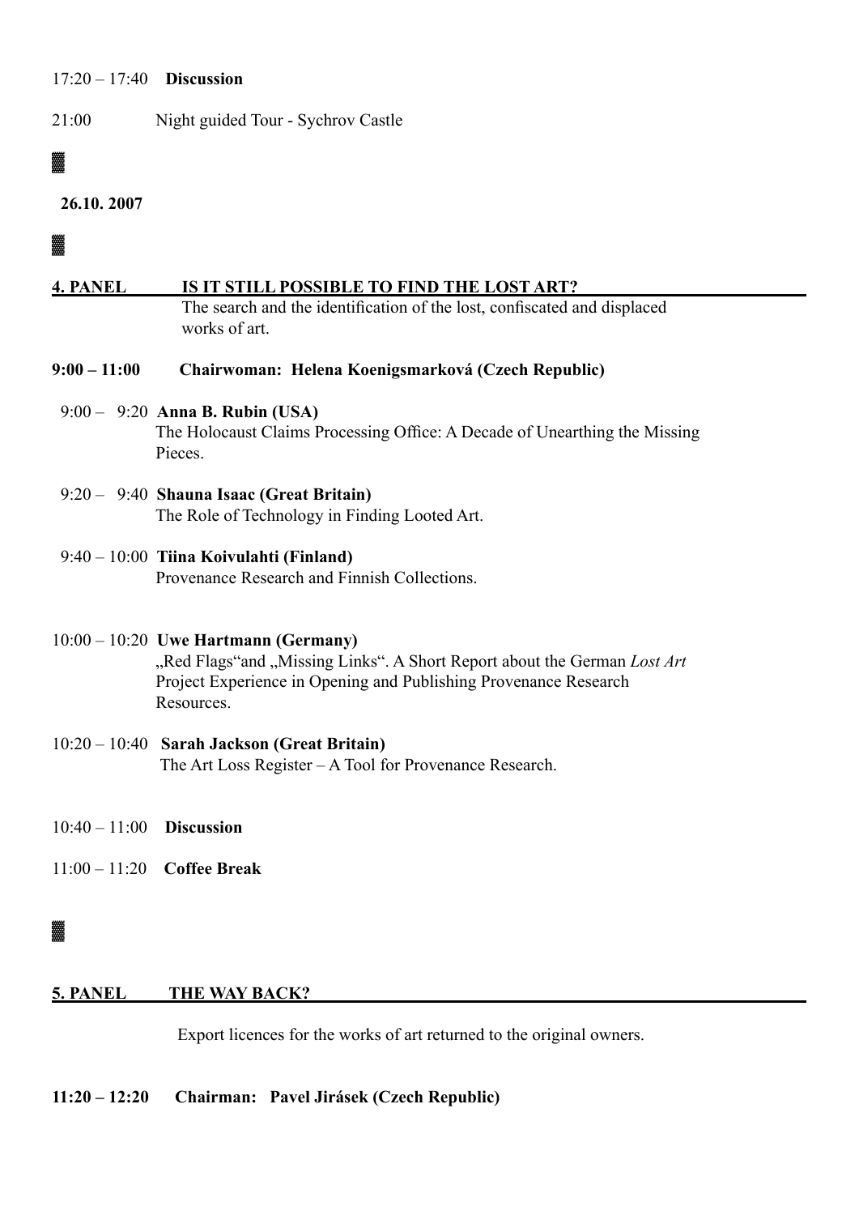17:20 – 17:40 **Discussion**

21:00 Night guided Tour - Sychrov Castle

▓

**26.10. 2007**

▓

**4. PANEL IS IT STILL POSSIBLE TO FIND THE LOST ART?**

The search and the identification of the lost, confiscated and displaced works of art.

**9:00 – 11:00 Chairwoman: Helena Koenigsmarková (Czech Republic)**

9:00 – 9:20 **Anna B. Rubin (USA)**
The Holocaust Claims Processing Office: A Decade of Unearthing the Missing Pieces.

9:20 – 9:40 **Shauna Isaac (Great Britain)**
The Role of Technology in Finding Looted Art.

9:40 – 10:00 **Tiina Koivulahti (Finland)**
Provenance Research and Finnish Collections.

10:00 – 10:20 **Uwe Hartmann (Germany)**
„Red Flags"and „Missing Links". A Short Report about the German *Lost Art* Project Experience in Opening and Publishing Provenance Research Resources.

10:20 – 10:40 **Sarah Jackson (Great Britain)**
The Art Loss Register – A Tool for Provenance Research.

10:40 – 11:00 **Discussion**

11:00 – 11:20 **Coffee Break**

▓

**5. PANEL THE WAY BACK?**

Export licences for the works of art returned to the original owners.

**11:20 – 12:20 Chairman: Pavel Jirásek (Czech Republic)**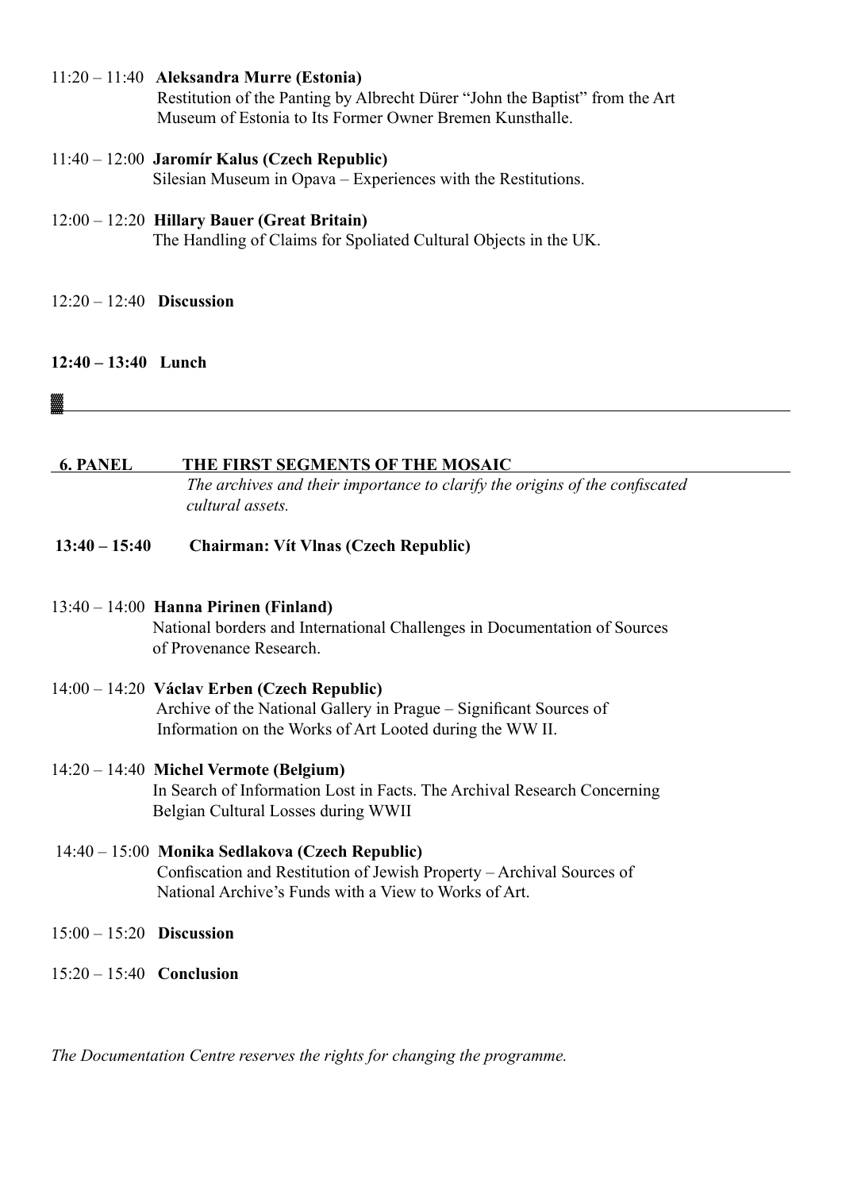11:20 – 11:40 **Aleksandra Murre (Estonia)**
Restitution of the Panting by Albrecht Dürer "John the Baptist" from the Art Museum of Estonia to Its Former Owner Bremen Kunsthalle.

11:40 – 12:00 **Jaromír Kalus (Czech Republic)**
Silesian Museum in Opava – Experiences with the Restitutions.

12:00 – 12:20 **Hillary Bauer (Great Britain)**
The Handling of Claims for Spoliated Cultural Objects in the UK.

12:20 – 12:40 **Discussion**

**12:40 – 13:40 Lunch**

---

## 6. PANEL THE FIRST SEGMENTS OF THE MOSAIC

*The archives and their importance to clarify the origins of the confiscated cultural assets.*

**13:40 – 15:40 Chairman: Vít Vlnas (Czech Republic)**

13:40 – 14:00 **Hanna Pirinen (Finland)**
National borders and International Challenges in Documentation of Sources of Provenance Research.

14:00 – 14:20 **Václav Erben (Czech Republic)**
Archive of the National Gallery in Prague – Significant Sources of Information on the Works of Art Looted during the WW II.

14:20 – 14:40 **Michel Vermote (Belgium)**
In Search of Information Lost in Facts. The Archival Research Concerning Belgian Cultural Losses during WWII

14:40 – 15:00 **Monika Sedlakova (Czech Republic)**
Confiscation and Restitution of Jewish Property – Archival Sources of National Archive's Funds with a View to Works of Art.

15:00 – 15:20 **Discussion**

15:20 – 15:40 **Conclusion**

*The Documentation Centre reserves the rights for changing the programme.*